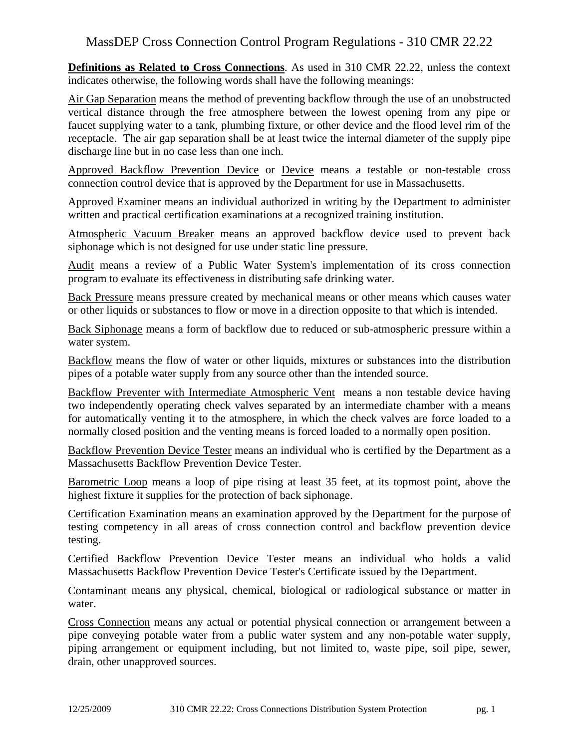# MassDEP Cross Connection Control Program Regulations - 310 CMR 22.22

**Definitions as Related to Cross Connections**. As used in 310 CMR 22.22, unless the context indicates otherwise, the following words shall have the following meanings:

Air Gap Separation means the method of preventing backflow through the use of an unobstructed vertical distance through the free atmosphere between the lowest opening from any pipe or faucet supplying water to a tank, plumbing fixture, or other device and the flood level rim of the receptacle. The air gap separation shall be at least twice the internal diameter of the supply pipe discharge line but in no case less than one inch.

Approved Backflow Prevention Device or Device means a testable or non-testable cross connection control device that is approved by the Department for use in Massachusetts.

Approved Examiner means an individual authorized in writing by the Department to administer written and practical certification examinations at a recognized training institution.

Atmospheric Vacuum Breaker means an approved backflow device used to prevent back siphonage which is not designed for use under static line pressure.

Audit means a review of a Public Water System's implementation of its cross connection program to evaluate its effectiveness in distributing safe drinking water.

Back Pressure means pressure created by mechanical means or other means which causes water or other liquids or substances to flow or move in a direction opposite to that which is intended.

Back Siphonage means a form of backflow due to reduced or sub-atmospheric pressure within a water system.

Backflow means the flow of water or other liquids, mixtures or substances into the distribution pipes of a potable water supply from any source other than the intended source.

Backflow Preventer with Intermediate Atmospheric Vent means a non testable device having two independently operating check valves separated by an intermediate chamber with a means for automatically venting it to the atmosphere, in which the check valves are force loaded to a normally closed position and the venting means is forced loaded to a normally open position.

Backflow Prevention Device Tester means an individual who is certified by the Department as a Massachusetts Backflow Prevention Device Tester.

Barometric Loop means a loop of pipe rising at least 35 feet, at its topmost point, above the highest fixture it supplies for the protection of back siphonage.

Certification Examination means an examination approved by the Department for the purpose of testing competency in all areas of cross connection control and backflow prevention device testing.

Certified Backflow Prevention Device Tester means an individual who holds a valid Massachusetts Backflow Prevention Device Tester's Certificate issued by the Department.

Contaminant means any physical, chemical, biological or radiological substance or matter in water.

Cross Connection means any actual or potential physical connection or arrangement between a pipe conveying potable water from a public water system and any non-potable water supply, piping arrangement or equipment including, but not limited to, waste pipe, soil pipe, sewer, drain, other unapproved sources.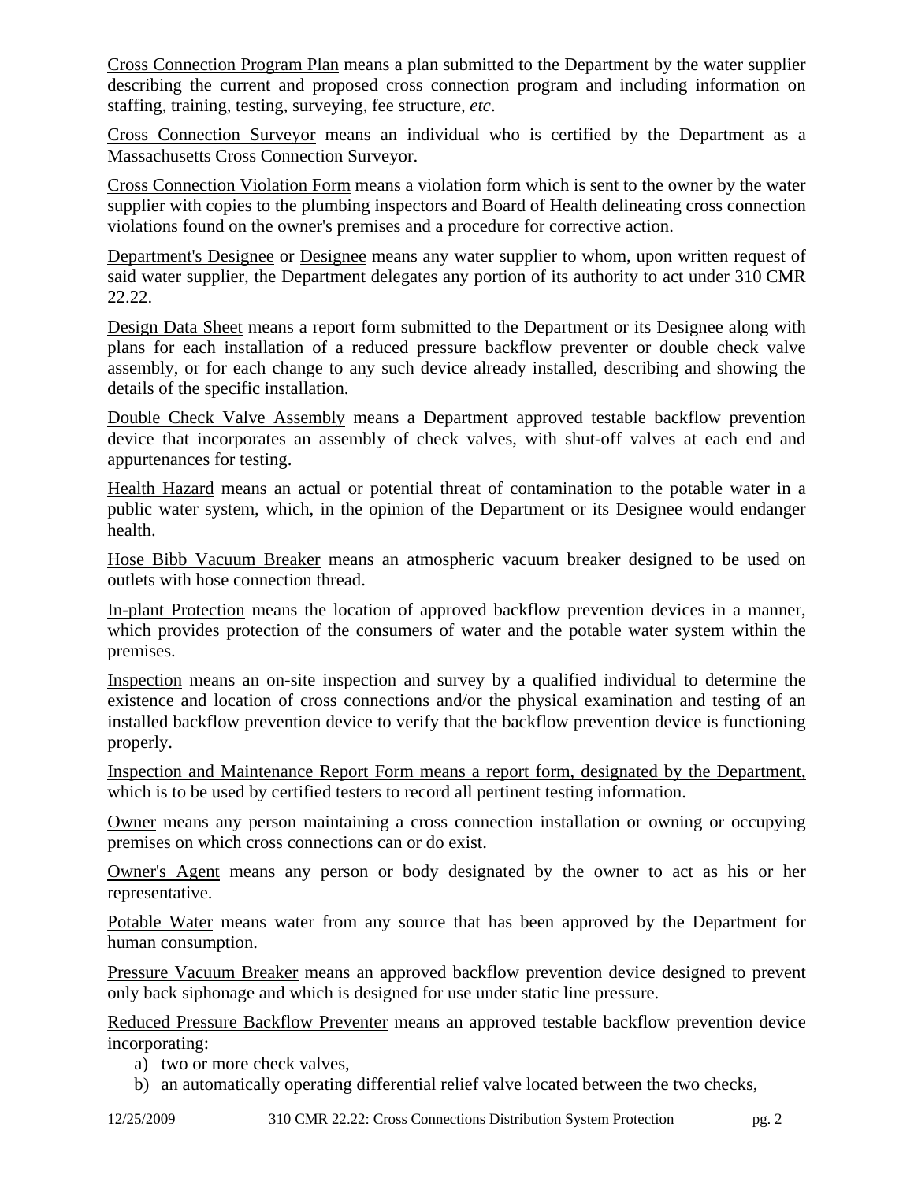Cross Connection Program Plan means a plan submitted to the Department by the water supplier describing the current and proposed cross connection program and including information on staffing, training, testing, surveying, fee structure, *etc*.

Cross Connection Surveyor means an individual who is certified by the Department as a Massachusetts Cross Connection Surveyor.

Cross Connection Violation Form means a violation form which is sent to the owner by the water supplier with copies to the plumbing inspectors and Board of Health delineating cross connection violations found on the owner's premises and a procedure for corrective action.

Department's Designee or Designee means any water supplier to whom, upon written request of said water supplier, the Department delegates any portion of its authority to act under 310 CMR 22.22.

Design Data Sheet means a report form submitted to the Department or its Designee along with plans for each installation of a reduced pressure backflow preventer or double check valve assembly, or for each change to any such device already installed, describing and showing the details of the specific installation.

Double Check Valve Assembly means a Department approved testable backflow prevention device that incorporates an assembly of check valves, with shut-off valves at each end and appurtenances for testing.

Health Hazard means an actual or potential threat of contamination to the potable water in a public water system, which, in the opinion of the Department or its Designee would endanger health.

Hose Bibb Vacuum Breaker means an atmospheric vacuum breaker designed to be used on outlets with hose connection thread.

In-plant Protection means the location of approved backflow prevention devices in a manner, which provides protection of the consumers of water and the potable water system within the premises.

Inspection means an on-site inspection and survey by a qualified individual to determine the existence and location of cross connections and/or the physical examination and testing of an installed backflow prevention device to verify that the backflow prevention device is functioning properly.

Inspection and Maintenance Report Form means a report form, designated by the Department, which is to be used by certified testers to record all pertinent testing information.

Owner means any person maintaining a cross connection installation or owning or occupying premises on which cross connections can or do exist.

Owner's Agent means any person or body designated by the owner to act as his or her representative.

Potable Water means water from any source that has been approved by the Department for human consumption.

Pressure Vacuum Breaker means an approved backflow prevention device designed to prevent only back siphonage and which is designed for use under static line pressure.

Reduced Pressure Backflow Preventer means an approved testable backflow prevention device incorporating:

a) two or more check valves,
b) an automatically operating differential relief valve located between the two checks,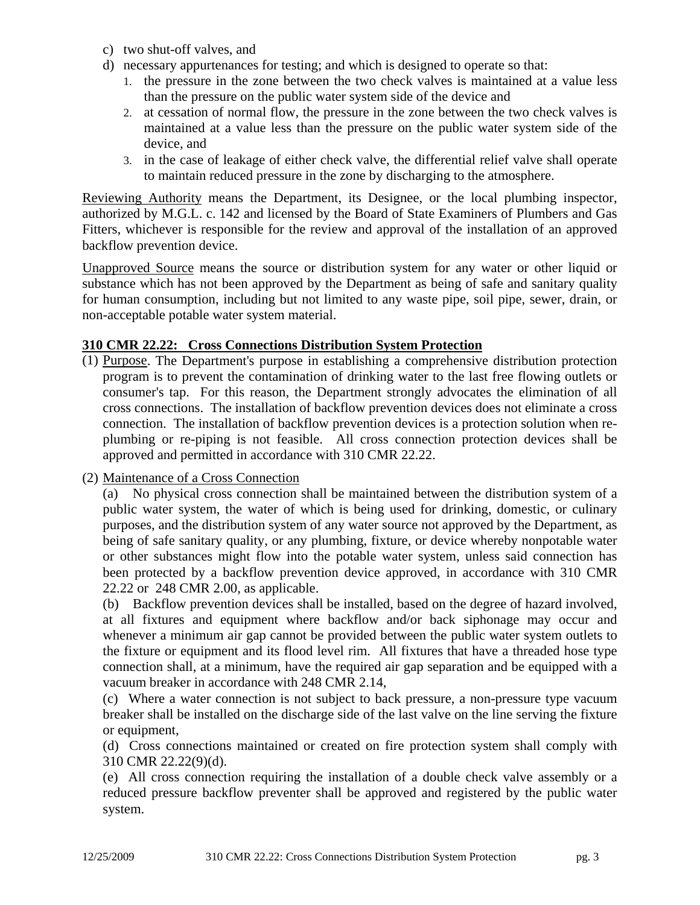c) two shut-off valves, and
d) necessary appurtenances for testing; and which is designed to operate so that:
   1. the pressure in the zone between the two check valves is maintained at a value less than the pressure on the public water system side of the device and
   2. at cessation of normal flow, the pressure in the zone between the two check valves is maintained at a value less than the pressure on the public water system side of the device, and
   3. in the case of leakage of either check valve, the differential relief valve shall operate to maintain reduced pressure in the zone by discharging to the atmosphere.

Reviewing Authority means the Department, its Designee, or the local plumbing inspector, authorized by M.G.L. c. 142 and licensed by the Board of State Examiners of Plumbers and Gas Fitters, whichever is responsible for the review and approval of the installation of an approved backflow prevention device.

Unapproved Source means the source or distribution system for any water or other liquid or substance which has not been approved by the Department as being of safe and sanitary quality for human consumption, including but not limited to any waste pipe, soil pipe, sewer, drain, or non-acceptable potable water system material.

**310 CMR 22.22: Cross Connections Distribution System Protection**

(1) Purpose. The Department's purpose in establishing a comprehensive distribution protection program is to prevent the contamination of drinking water to the last free flowing outlets or consumer's tap. For this reason, the Department strongly advocates the elimination of all cross connections. The installation of backflow prevention devices does not eliminate a cross connection. The installation of backflow prevention devices is a protection solution when re-plumbing or re-piping is not feasible. All cross connection protection devices shall be approved and permitted in accordance with 310 CMR 22.22.

(2) Maintenance of a Cross Connection

(a) No physical cross connection shall be maintained between the distribution system of a public water system, the water of which is being used for drinking, domestic, or culinary purposes, and the distribution system of any water source not approved by the Department, as being of safe sanitary quality, or any plumbing, fixture, or device whereby nonpotable water or other substances might flow into the potable water system, unless said connection has been protected by a backflow prevention device approved, in accordance with 310 CMR 22.22 or 248 CMR 2.00, as applicable.

(b) Backflow prevention devices shall be installed, based on the degree of hazard involved, at all fixtures and equipment where backflow and/or back siphonage may occur and whenever a minimum air gap cannot be provided between the public water system outlets to the fixture or equipment and its flood level rim. All fixtures that have a threaded hose type connection shall, at a minimum, have the required air gap separation and be equipped with a vacuum breaker in accordance with 248 CMR 2.14,

(c) Where a water connection is not subject to back pressure, a non-pressure type vacuum breaker shall be installed on the discharge side of the last valve on the line serving the fixture or equipment,

(d) Cross connections maintained or created on fire protection system shall comply with 310 CMR 22.22(9)(d).

(e) All cross connection requiring the installation of a double check valve assembly or a reduced pressure backflow preventer shall be approved and registered by the public water system.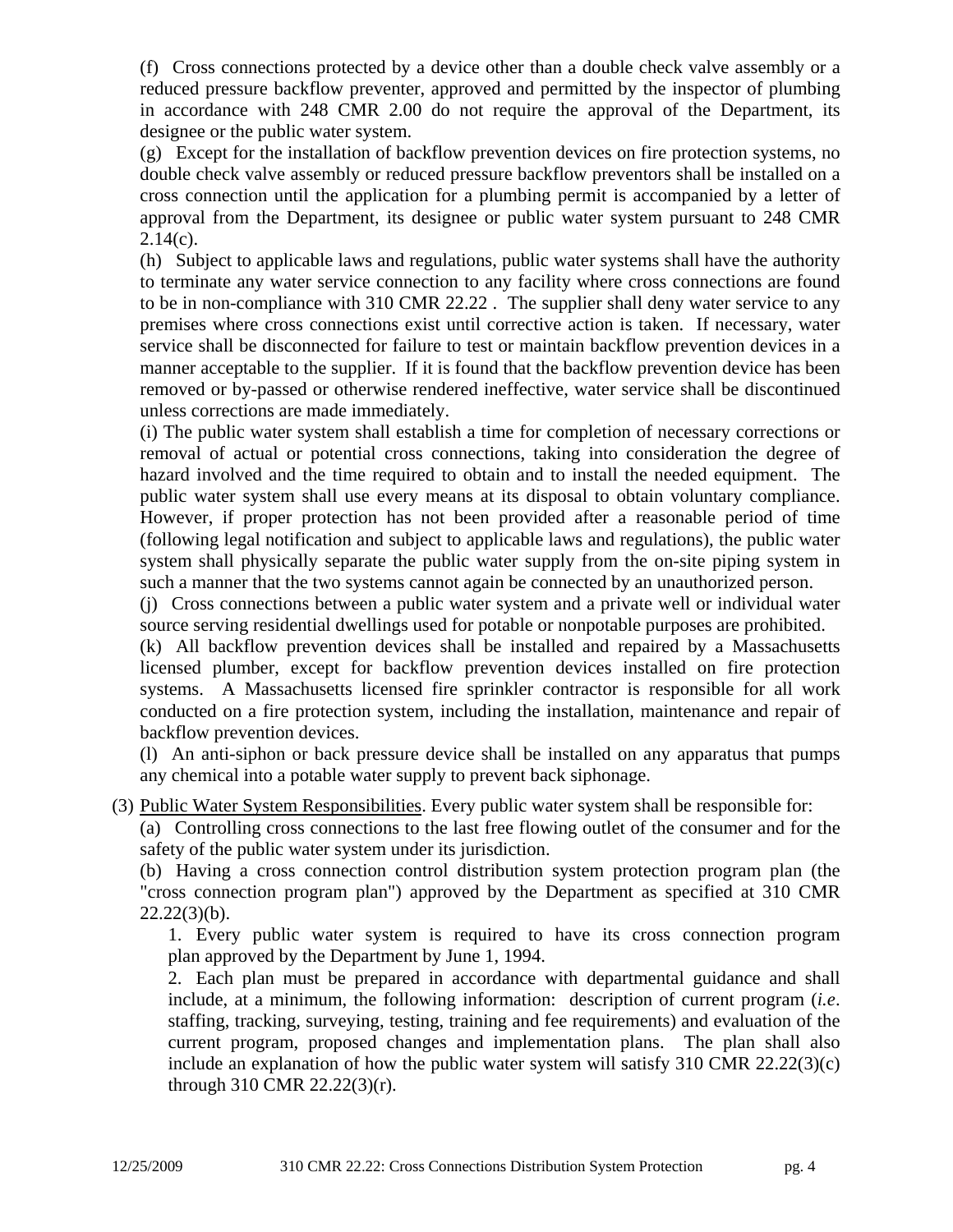(f) Cross connections protected by a device other than a double check valve assembly or a reduced pressure backflow preventer, approved and permitted by the inspector of plumbing in accordance with 248 CMR 2.00 do not require the approval of the Department, its designee or the public water system.

(g) Except for the installation of backflow prevention devices on fire protection systems, no double check valve assembly or reduced pressure backflow preventors shall be installed on a cross connection until the application for a plumbing permit is accompanied by a letter of approval from the Department, its designee or public water system pursuant to 248 CMR 2.14(c).

(h) Subject to applicable laws and regulations, public water systems shall have the authority to terminate any water service connection to any facility where cross connections are found to be in non-compliance with 310 CMR 22.22 . The supplier shall deny water service to any premises where cross connections exist until corrective action is taken. If necessary, water service shall be disconnected for failure to test or maintain backflow prevention devices in a manner acceptable to the supplier. If it is found that the backflow prevention device has been removed or by-passed or otherwise rendered ineffective, water service shall be discontinued unless corrections are made immediately.

(i) The public water system shall establish a time for completion of necessary corrections or removal of actual or potential cross connections, taking into consideration the degree of hazard involved and the time required to obtain and to install the needed equipment. The public water system shall use every means at its disposal to obtain voluntary compliance. However, if proper protection has not been provided after a reasonable period of time (following legal notification and subject to applicable laws and regulations), the public water system shall physically separate the public water supply from the on-site piping system in such a manner that the two systems cannot again be connected by an unauthorized person.

(j) Cross connections between a public water system and a private well or individual water source serving residential dwellings used for potable or nonpotable purposes are prohibited.

(k) All backflow prevention devices shall be installed and repaired by a Massachusetts licensed plumber, except for backflow prevention devices installed on fire protection systems. A Massachusetts licensed fire sprinkler contractor is responsible for all work conducted on a fire protection system, including the installation, maintenance and repair of backflow prevention devices.

(l) An anti-siphon or back pressure device shall be installed on any apparatus that pumps any chemical into a potable water supply to prevent back siphonage.

(3) Public Water System Responsibilities. Every public water system shall be responsible for:

(a) Controlling cross connections to the last free flowing outlet of the consumer and for the safety of the public water system under its jurisdiction.

(b) Having a cross connection control distribution system protection program plan (the "cross connection program plan") approved by the Department as specified at 310 CMR 22.22(3)(b).

1. Every public water system is required to have its cross connection program plan approved by the Department by June 1, 1994.

2. Each plan must be prepared in accordance with departmental guidance and shall include, at a minimum, the following information: description of current program (*i.e*. staffing, tracking, surveying, testing, training and fee requirements) and evaluation of the current program, proposed changes and implementation plans. The plan shall also include an explanation of how the public water system will satisfy 310 CMR 22.22(3)(c) through 310 CMR 22.22(3)(r).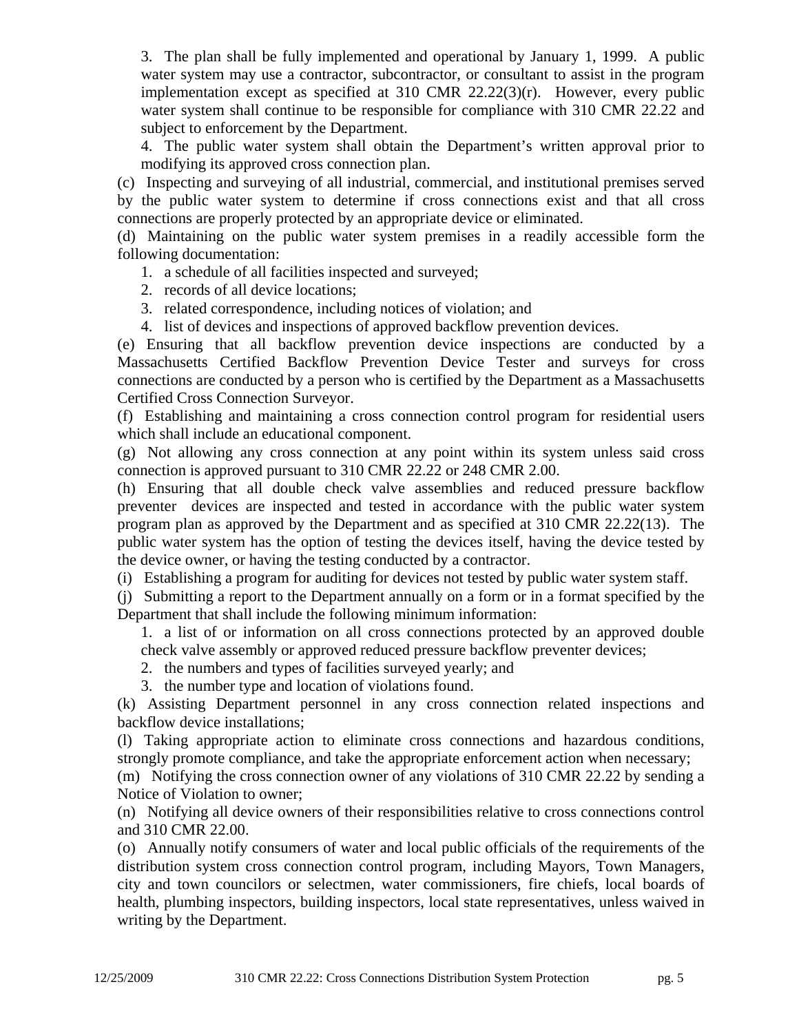3. The plan shall be fully implemented and operational by January 1, 1999. A public water system may use a contractor, subcontractor, or consultant to assist in the program implementation except as specified at 310 CMR 22.22(3)(r). However, every public water system shall continue to be responsible for compliance with 310 CMR 22.22 and subject to enforcement by the Department.

4. The public water system shall obtain the Department's written approval prior to modifying its approved cross connection plan.

(c) Inspecting and surveying of all industrial, commercial, and institutional premises served by the public water system to determine if cross connections exist and that all cross connections are properly protected by an appropriate device or eliminated.

(d) Maintaining on the public water system premises in a readily accessible form the following documentation:

1. a schedule of all facilities inspected and surveyed;
2. records of all device locations;
3. related correspondence, including notices of violation; and
4. list of devices and inspections of approved backflow prevention devices.

(e) Ensuring that all backflow prevention device inspections are conducted by a Massachusetts Certified Backflow Prevention Device Tester and surveys for cross connections are conducted by a person who is certified by the Department as a Massachusetts Certified Cross Connection Surveyor.

(f) Establishing and maintaining a cross connection control program for residential users which shall include an educational component.

(g) Not allowing any cross connection at any point within its system unless said cross connection is approved pursuant to 310 CMR 22.22 or 248 CMR 2.00.

(h) Ensuring that all double check valve assemblies and reduced pressure backflow preventer devices are inspected and tested in accordance with the public water system program plan as approved by the Department and as specified at 310 CMR 22.22(13). The public water system has the option of testing the devices itself, having the device tested by the device owner, or having the testing conducted by a contractor.

(i) Establishing a program for auditing for devices not tested by public water system staff.

(j) Submitting a report to the Department annually on a form or in a format specified by the Department that shall include the following minimum information:

1. a list of or information on all cross connections protected by an approved double check valve assembly or approved reduced pressure backflow preventer devices;
2. the numbers and types of facilities surveyed yearly; and
3. the number type and location of violations found.

(k) Assisting Department personnel in any cross connection related inspections and backflow device installations;

(l) Taking appropriate action to eliminate cross connections and hazardous conditions, strongly promote compliance, and take the appropriate enforcement action when necessary;

(m) Notifying the cross connection owner of any violations of 310 CMR 22.22 by sending a Notice of Violation to owner;

(n) Notifying all device owners of their responsibilities relative to cross connections control and 310 CMR 22.00.

(o) Annually notify consumers of water and local public officials of the requirements of the distribution system cross connection control program, including Mayors, Town Managers, city and town councilors or selectmen, water commissioners, fire chiefs, local boards of health, plumbing inspectors, building inspectors, local state representatives, unless waived in writing by the Department.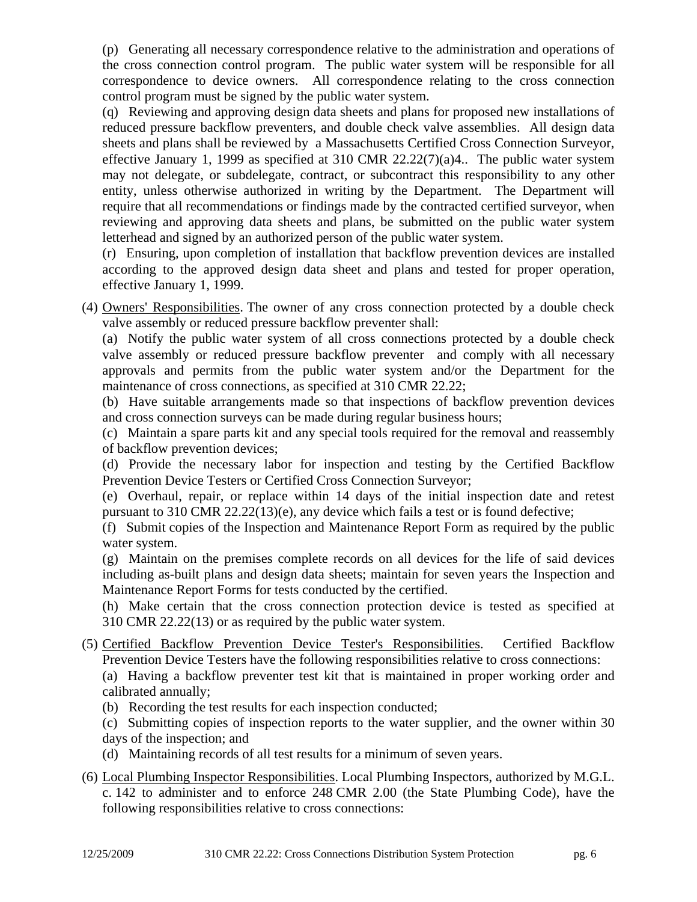(p) Generating all necessary correspondence relative to the administration and operations of the cross connection control program. The public water system will be responsible for all correspondence to device owners. All correspondence relating to the cross connection control program must be signed by the public water system.

(q) Reviewing and approving design data sheets and plans for proposed new installations of reduced pressure backflow preventers, and double check valve assemblies. All design data sheets and plans shall be reviewed by a Massachusetts Certified Cross Connection Surveyor, effective January 1, 1999 as specified at 310 CMR 22.22(7)(a)4.. The public water system may not delegate, or subdelegate, contract, or subcontract this responsibility to any other entity, unless otherwise authorized in writing by the Department. The Department will require that all recommendations or findings made by the contracted certified surveyor, when reviewing and approving data sheets and plans, be submitted on the public water system letterhead and signed by an authorized person of the public water system.

(r) Ensuring, upon completion of installation that backflow prevention devices are installed according to the approved design data sheet and plans and tested for proper operation, effective January 1, 1999.

(4) Owners' Responsibilities. The owner of any cross connection protected by a double check valve assembly or reduced pressure backflow preventer shall:

(a) Notify the public water system of all cross connections protected by a double check valve assembly or reduced pressure backflow preventer and comply with all necessary approvals and permits from the public water system and/or the Department for the maintenance of cross connections, as specified at 310 CMR 22.22;

(b) Have suitable arrangements made so that inspections of backflow prevention devices and cross connection surveys can be made during regular business hours;

(c) Maintain a spare parts kit and any special tools required for the removal and reassembly of backflow prevention devices;

(d) Provide the necessary labor for inspection and testing by the Certified Backflow Prevention Device Testers or Certified Cross Connection Surveyor;

(e) Overhaul, repair, or replace within 14 days of the initial inspection date and retest pursuant to 310 CMR 22.22(13)(e), any device which fails a test or is found defective;

(f) Submit copies of the Inspection and Maintenance Report Form as required by the public water system.

(g) Maintain on the premises complete records on all devices for the life of said devices including as-built plans and design data sheets; maintain for seven years the Inspection and Maintenance Report Forms for tests conducted by the certified.

(h) Make certain that the cross connection protection device is tested as specified at 310 CMR 22.22(13) or as required by the public water system.

(5) Certified Backflow Prevention Device Tester's Responsibilities. Certified Backflow Prevention Device Testers have the following responsibilities relative to cross connections:

(a) Having a backflow preventer test kit that is maintained in proper working order and calibrated annually;

(b) Recording the test results for each inspection conducted;

(c) Submitting copies of inspection reports to the water supplier, and the owner within 30 days of the inspection; and

(d) Maintaining records of all test results for a minimum of seven years.

(6) Local Plumbing Inspector Responsibilities. Local Plumbing Inspectors, authorized by M.G.L. c. 142 to administer and to enforce 248 CMR 2.00 (the State Plumbing Code), have the following responsibilities relative to cross connections: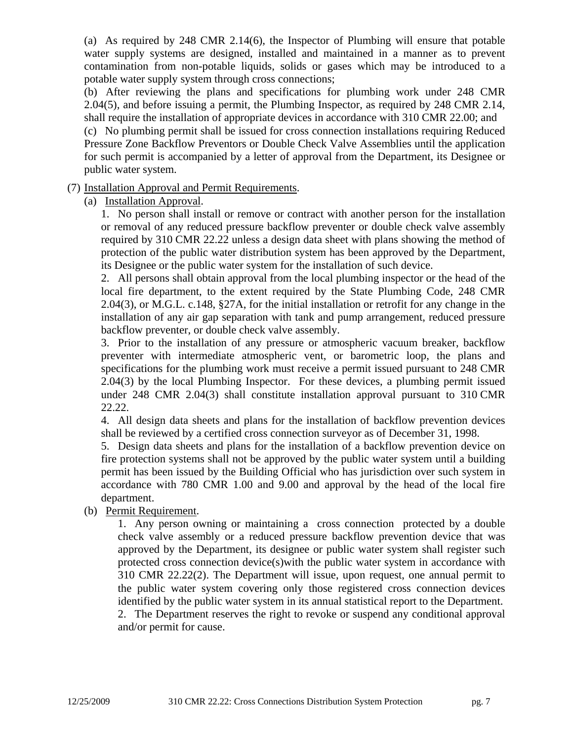(a) As required by 248 CMR 2.14(6), the Inspector of Plumbing will ensure that potable water supply systems are designed, installed and maintained in a manner as to prevent contamination from non-potable liquids, solids or gases which may be introduced to a potable water supply system through cross connections;

(b) After reviewing the plans and specifications for plumbing work under 248 CMR 2.04(5), and before issuing a permit, the Plumbing Inspector, as required by 248 CMR 2.14, shall require the installation of appropriate devices in accordance with 310 CMR 22.00; and

(c) No plumbing permit shall be issued for cross connection installations requiring Reduced Pressure Zone Backflow Preventors or Double Check Valve Assemblies until the application for such permit is accompanied by a letter of approval from the Department, its Designee or public water system.

(7) Installation Approval and Permit Requirements.

(a) Installation Approval.

1. No person shall install or remove or contract with another person for the installation or removal of any reduced pressure backflow preventer or double check valve assembly required by 310 CMR 22.22 unless a design data sheet with plans showing the method of protection of the public water distribution system has been approved by the Department, its Designee or the public water system for the installation of such device.

2. All persons shall obtain approval from the local plumbing inspector or the head of the local fire department, to the extent required by the State Plumbing Code, 248 CMR 2.04(3), or M.G.L. c.148, §27A, for the initial installation or retrofit for any change in the installation of any air gap separation with tank and pump arrangement, reduced pressure backflow preventer, or double check valve assembly.

3. Prior to the installation of any pressure or atmospheric vacuum breaker, backflow preventer with intermediate atmospheric vent, or barometric loop, the plans and specifications for the plumbing work must receive a permit issued pursuant to 248 CMR 2.04(3) by the local Plumbing Inspector. For these devices, a plumbing permit issued under 248 CMR 2.04(3) shall constitute installation approval pursuant to 310 CMR 22.22.

4. All design data sheets and plans for the installation of backflow prevention devices shall be reviewed by a certified cross connection surveyor as of December 31, 1998.

5. Design data sheets and plans for the installation of a backflow prevention device on fire protection systems shall not be approved by the public water system until a building permit has been issued by the Building Official who has jurisdiction over such system in accordance with 780 CMR 1.00 and 9.00 and approval by the head of the local fire department.

(b) Permit Requirement.

1. Any person owning or maintaining a cross connection protected by a double check valve assembly or a reduced pressure backflow prevention device that was approved by the Department, its designee or public water system shall register such protected cross connection device(s)with the public water system in accordance with 310 CMR 22.22(2). The Department will issue, upon request, one annual permit to the public water system covering only those registered cross connection devices identified by the public water system in its annual statistical report to the Department.

2. The Department reserves the right to revoke or suspend any conditional approval and/or permit for cause.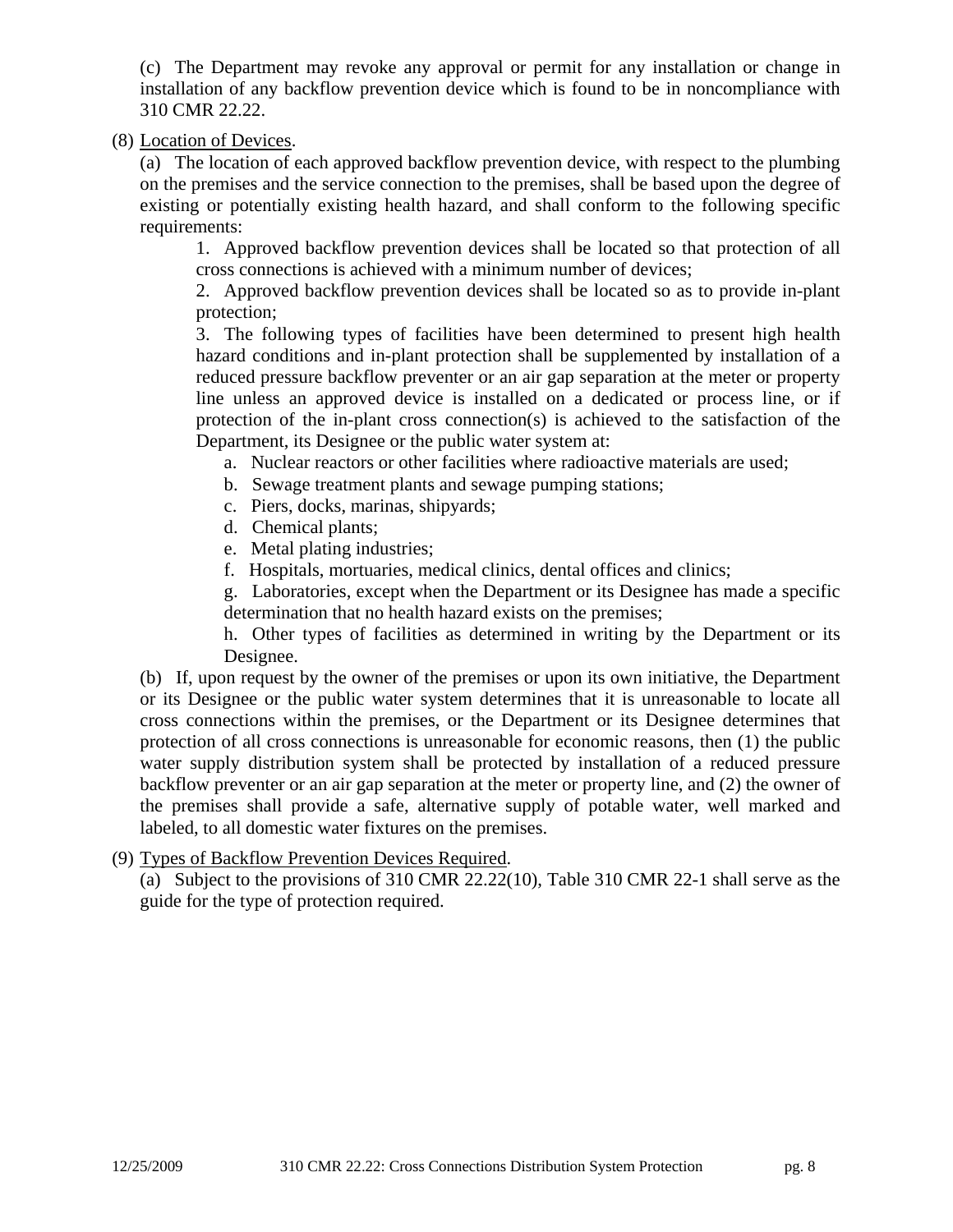(c) The Department may revoke any approval or permit for any installation or change in installation of any backflow prevention device which is found to be in noncompliance with 310 CMR 22.22.

(8) Location of Devices.

(a) The location of each approved backflow prevention device, with respect to the plumbing on the premises and the service connection to the premises, shall be based upon the degree of existing or potentially existing health hazard, and shall conform to the following specific requirements:

1. Approved backflow prevention devices shall be located so that protection of all cross connections is achieved with a minimum number of devices;

2. Approved backflow prevention devices shall be located so as to provide in-plant protection;

3. The following types of facilities have been determined to present high health hazard conditions and in-plant protection shall be supplemented by installation of a reduced pressure backflow preventer or an air gap separation at the meter or property line unless an approved device is installed on a dedicated or process line, or if protection of the in-plant cross connection(s) is achieved to the satisfaction of the Department, its Designee or the public water system at:

a. Nuclear reactors or other facilities where radioactive materials are used;

b. Sewage treatment plants and sewage pumping stations;

c. Piers, docks, marinas, shipyards;

d. Chemical plants;

e. Metal plating industries;

f. Hospitals, mortuaries, medical clinics, dental offices and clinics;

g. Laboratories, except when the Department or its Designee has made a specific determination that no health hazard exists on the premises;

h. Other types of facilities as determined in writing by the Department or its Designee.

(b) If, upon request by the owner of the premises or upon its own initiative, the Department or its Designee or the public water system determines that it is unreasonable to locate all cross connections within the premises, or the Department or its Designee determines that protection of all cross connections is unreasonable for economic reasons, then (1) the public water supply distribution system shall be protected by installation of a reduced pressure backflow preventer or an air gap separation at the meter or property line, and (2) the owner of the premises shall provide a safe, alternative supply of potable water, well marked and labeled, to all domestic water fixtures on the premises.

(9) Types of Backflow Prevention Devices Required.

(a) Subject to the provisions of 310 CMR 22.22(10), Table 310 CMR 22-1 shall serve as the guide for the type of protection required.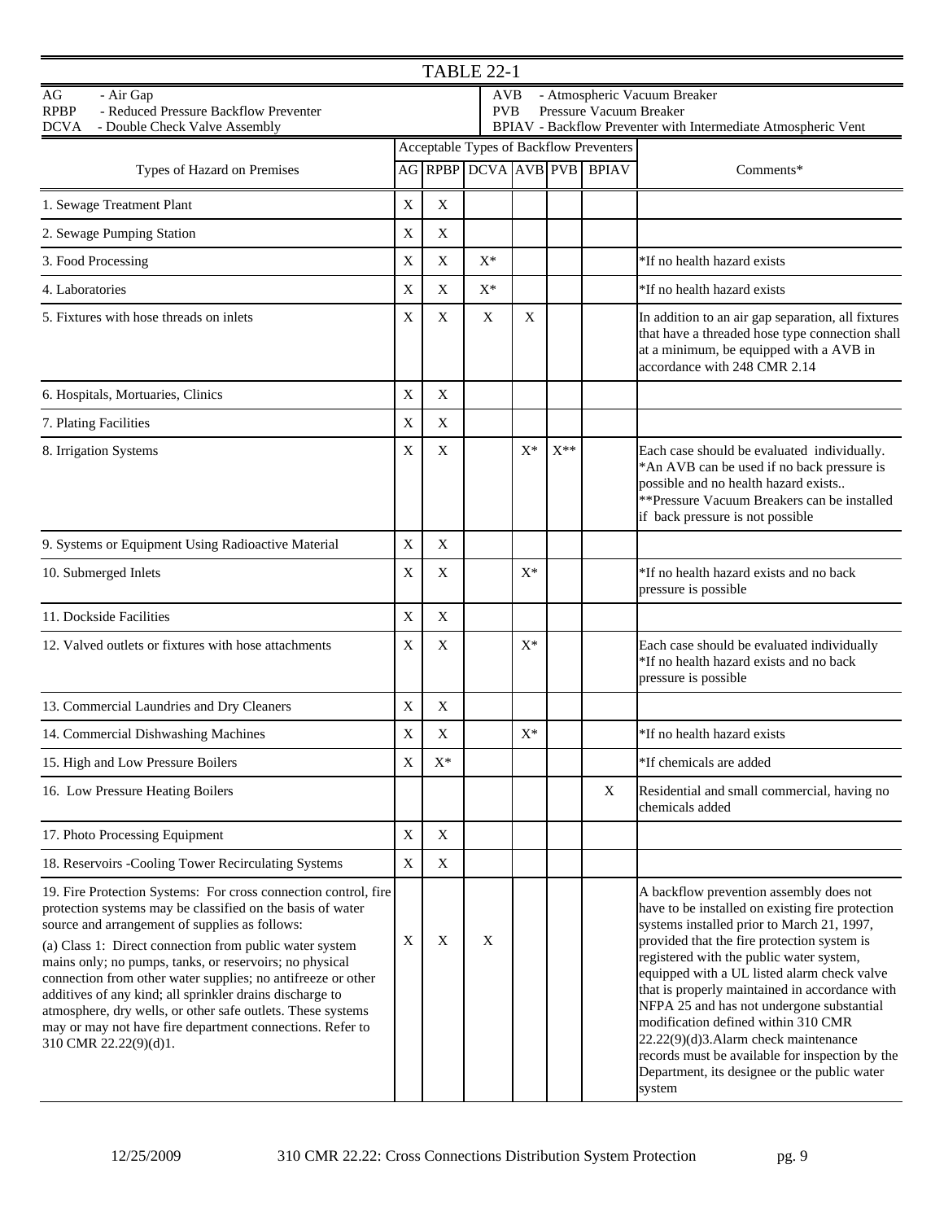## TABLE 22-1

AG - Air Gap
RPBP - Reduced Pressure Backflow Preventer
DCVA - Double Check Valve Assembly
AVB - Atmospheric Vacuum Breaker
PVB Pressure Vacuum Breaker
BPIAV - Backflow Preventer with Intermediate Atmospheric Vent

| Types of Hazard on Premises | Acceptable Types of Backflow Preventers | | | | | | Comments* |
|---|---|---|---|---|---|---|---|
| | AG | RPBP | DCVA | AVB | PVB | BPIAV | |
| 1. Sewage Treatment Plant | X | X | | | | | |
| 2. Sewage Pumping Station | X | X | | | | | |
| 3. Food Processing | X | X | X* | | | | *If no health hazard exists |
| 4. Laboratories | X | X | X* | | | | *If no health hazard exists |
| 5. Fixtures with hose threads on inlets | X | X | X | X | | | In addition to an air gap separation, all fixtures that have a threaded hose type connection shall at a minimum, be equipped with a AVB in accordance with 248 CMR 2.14 |
| 6. Hospitals, Mortuaries, Clinics | X | X | | | | | |
| 7. Plating Facilities | X | X | | | | | |
| 8. Irrigation Systems | X | X | | X* | X** | | Each case should be evaluated individually. *An AVB can be used if no back pressure is possible and no health hazard exists.. **Pressure Vacuum Breakers can be installed if back pressure is not possible |
| 9. Systems or Equipment Using Radioactive Material | X | X | | | | | |
| 10. Submerged Inlets | X | X | | X* | | | *If no health hazard exists and no back pressure is possible |
| 11. Dockside Facilities | X | X | | | | | |
| 12. Valved outlets or fixtures with hose attachments | X | X | | X* | | | Each case should be evaluated individually *If no health hazard exists and no back pressure is possible |
| 13. Commercial Laundries and Dry Cleaners | X | X | | | | | |
| 14. Commercial Dishwashing Machines | X | X | | X* | | | *If no health hazard exists |
| 15. High and Low Pressure Boilers | X | X* | | | | | *If chemicals are added |
| 16. Low Pressure Heating Boilers | | | | | | X | Residential and small commercial, having no chemicals added |
| 17. Photo Processing Equipment | X | X | | | | | |
| 18. Reservoirs -Cooling Tower Recirculating Systems | X | X | | | | | |
| 19. Fire Protection Systems: For cross connection control, fire protection systems may be classified on the basis of water source and arrangement of supplies as follows: (a) Class 1: Direct connection from public water system mains only; no pumps, tanks, or reservoirs; no physical connection from other water supplies; no antifreeze or other additives of any kind; all sprinkler drains discharge to atmosphere, dry wells, or other safe outlets. These systems may or may not have fire department connections. Refer to 310 CMR 22.22(9)(d)1. | X | X | X | | | | A backflow prevention assembly does not have to be installed on existing fire protection systems installed prior to March 21, 1997, provided that the fire protection system is registered with the public water system, equipped with a UL listed alarm check valve that is properly maintained in accordance with NFPA 25 and has not undergone substantial modification defined within 310 CMR 22.22(9)(d)3.Alarm check maintenance records must be available for inspection by the Department, its designee or the public water system |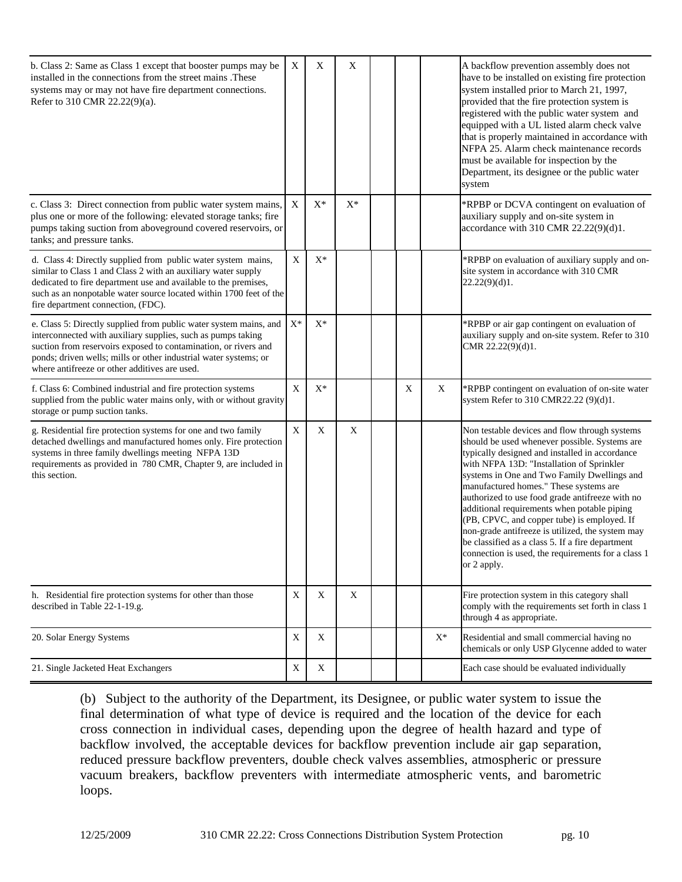| | | | | | | | |
|---|---|---|---|---|---|---|---|
| b. Class 2: Same as Class 1 except that booster pumps may be installed in the connections from the street mains .These systems may or may not have fire department connections. Refer to 310 CMR 22.22(9)(a). | X | X | X | | | | A backflow prevention assembly does not have to be installed on existing fire protection system installed prior to March 21, 1997, provided that the fire protection system is registered with the public water system and equipped with a UL listed alarm check valve that is properly maintained in accordance with NFPA 25. Alarm check maintenance records must be available for inspection by the Department, its designee or the public water system |
| c. Class 3: Direct connection from public water system mains, plus one or more of the following: elevated storage tanks; fire pumps taking suction from aboveground covered reservoirs, or tanks; and pressure tanks. | X | X* | X* | | | | *RPBP or DCVA contingent on evaluation of auxiliary supply and on-site system in accordance with 310 CMR 22.22(9)(d)1. |
| d. Class 4: Directly supplied from public water system mains, similar to Class 1 and Class 2 with an auxiliary water supply dedicated to fire department use and available to the premises, such as an nonpotable water source located within 1700 feet of the fire department connection, (FDC). | X | X* | | | | | *RPBP on evaluation of auxiliary supply and on-site system in accordance with 310 CMR 22.22(9)(d)1. |
| e. Class 5: Directly supplied from public water system mains, and interconnected with auxiliary supplies, such as pumps taking suction from reservoirs exposed to contamination, or rivers and ponds; driven wells; mills or other industrial water systems; or where antifreeze or other additives are used. | X* | X* | | | | | *RPBP or air gap contingent on evaluation of auxiliary supply and on-site system. Refer to 310 CMR 22.22(9)(d)1. |
| f. Class 6: Combined industrial and fire protection systems supplied from the public water mains only, with or without gravity storage or pump suction tanks. | X | X* | | | X | X | *RPBP contingent on evaluation of on-site water system Refer to 310 CMR22.22 (9)(d)1. |
| g. Residential fire protection systems for one and two family detached dwellings and manufactured homes only. Fire protection systems in three family dwellings meeting NFPA 13D requirements as provided in 780 CMR, Chapter 9, are included in this section. | X | X | X | | | | Non testable devices and flow through systems should be used whenever possible. Systems are typically designed and installed in accordance with NFPA 13D: "Installation of Sprinkler systems in One and Two Family Dwellings and manufactured homes." These systems are authorized to use food grade antifreeze with no additional requirements when potable piping (PB, CPVC, and copper tube) is employed. If non-grade antifreeze is utilized, the system may be classified as a class 5. If a fire department connection is used, the requirements for a class 1 or 2 apply. |
| h. Residential fire protection systems for other than those described in Table 22-1-19.g. | X | X | X | | | | Fire protection system in this category shall comply with the requirements set forth in class 1 through 4 as appropriate. |
| 20. Solar Energy Systems | X | X | | | | X* | Residential and small commercial having no chemicals or only USP Glycenne added to water |
| 21. Single Jacketed Heat Exchangers | X | X | | | | | Each case should be evaluated individually |

(b) Subject to the authority of the Department, its Designee, or public water system to issue the final determination of what type of device is required and the location of the device for each cross connection in individual cases, depending upon the degree of health hazard and type of backflow involved, the acceptable devices for backflow prevention include air gap separation, reduced pressure backflow preventers, double check valves assemblies, atmospheric or pressure vacuum breakers, backflow preventers with intermediate atmospheric vents, and barometric loops.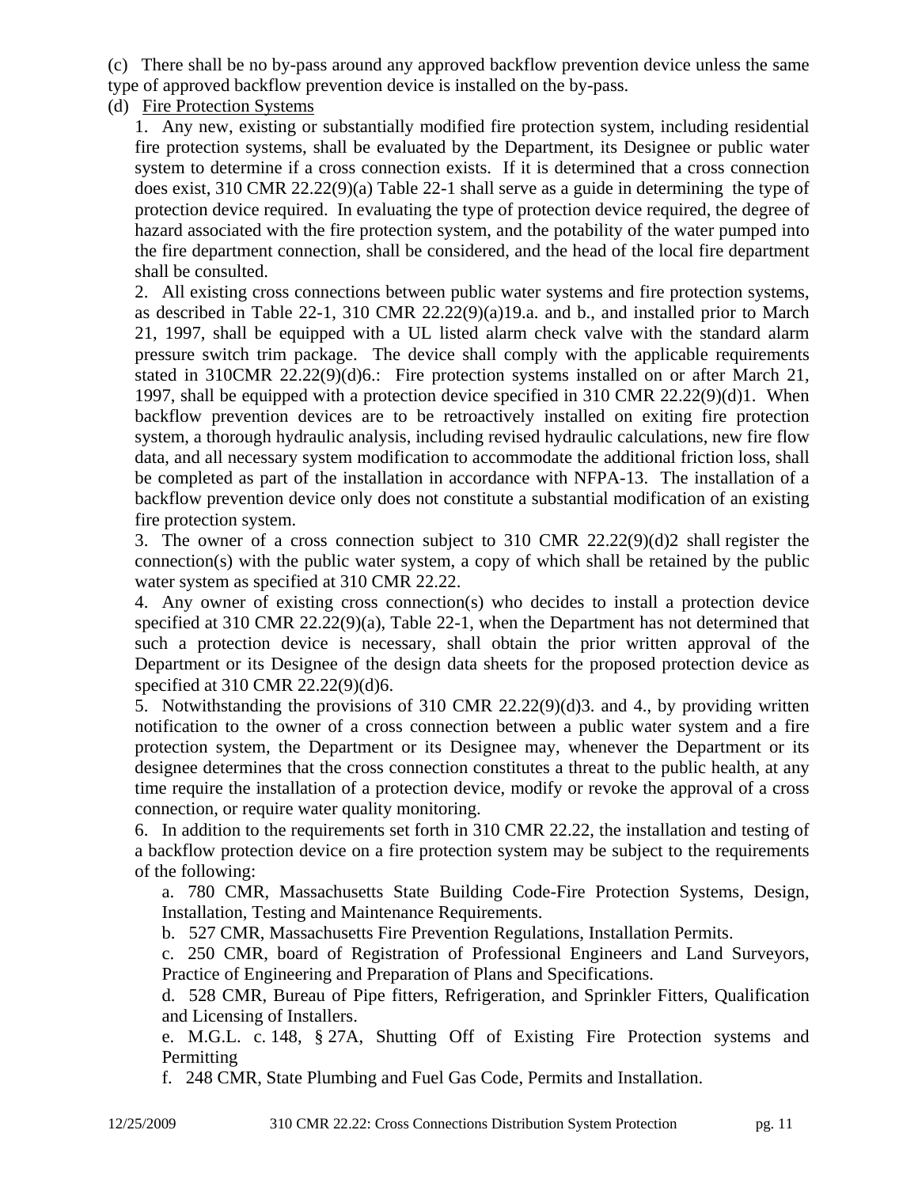(c) There shall be no by-pass around any approved backflow prevention device unless the same type of approved backflow prevention device is installed on the by-pass.

(d) Fire Protection Systems

1. Any new, existing or substantially modified fire protection system, including residential fire protection systems, shall be evaluated by the Department, its Designee or public water system to determine if a cross connection exists. If it is determined that a cross connection does exist, 310 CMR 22.22(9)(a) Table 22-1 shall serve as a guide in determining the type of protection device required. In evaluating the type of protection device required, the degree of hazard associated with the fire protection system, and the potability of the water pumped into the fire department connection, shall be considered, and the head of the local fire department shall be consulted.

2. All existing cross connections between public water systems and fire protection systems, as described in Table 22-1, 310 CMR 22.22(9)(a)19.a. and b., and installed prior to March 21, 1997, shall be equipped with a UL listed alarm check valve with the standard alarm pressure switch trim package. The device shall comply with the applicable requirements stated in 310CMR 22.22(9)(d)6.: Fire protection systems installed on or after March 21, 1997, shall be equipped with a protection device specified in 310 CMR 22.22(9)(d)1. When backflow prevention devices are to be retroactively installed on exiting fire protection system, a thorough hydraulic analysis, including revised hydraulic calculations, new fire flow data, and all necessary system modification to accommodate the additional friction loss, shall be completed as part of the installation in accordance with NFPA-13. The installation of a backflow prevention device only does not constitute a substantial modification of an existing fire protection system.

3. The owner of a cross connection subject to 310 CMR 22.22(9)(d)2 shall register the connection(s) with the public water system, a copy of which shall be retained by the public water system as specified at 310 CMR 22.22.

4. Any owner of existing cross connection(s) who decides to install a protection device specified at 310 CMR 22.22(9)(a), Table 22-1, when the Department has not determined that such a protection device is necessary, shall obtain the prior written approval of the Department or its Designee of the design data sheets for the proposed protection device as specified at 310 CMR 22.22(9)(d)6.

5. Notwithstanding the provisions of 310 CMR 22.22(9)(d)3. and 4., by providing written notification to the owner of a cross connection between a public water system and a fire protection system, the Department or its Designee may, whenever the Department or its designee determines that the cross connection constitutes a threat to the public health, at any time require the installation of a protection device, modify or revoke the approval of a cross connection, or require water quality monitoring.

6. In addition to the requirements set forth in 310 CMR 22.22, the installation and testing of a backflow protection device on a fire protection system may be subject to the requirements of the following:

a. 780 CMR, Massachusetts State Building Code-Fire Protection Systems, Design, Installation, Testing and Maintenance Requirements.

b. 527 CMR, Massachusetts Fire Prevention Regulations, Installation Permits.

c. 250 CMR, board of Registration of Professional Engineers and Land Surveyors, Practice of Engineering and Preparation of Plans and Specifications.

d. 528 CMR, Bureau of Pipe fitters, Refrigeration, and Sprinkler Fitters, Qualification and Licensing of Installers.

e. M.G.L. c. 148, § 27A, Shutting Off of Existing Fire Protection systems and Permitting

f. 248 CMR, State Plumbing and Fuel Gas Code, Permits and Installation.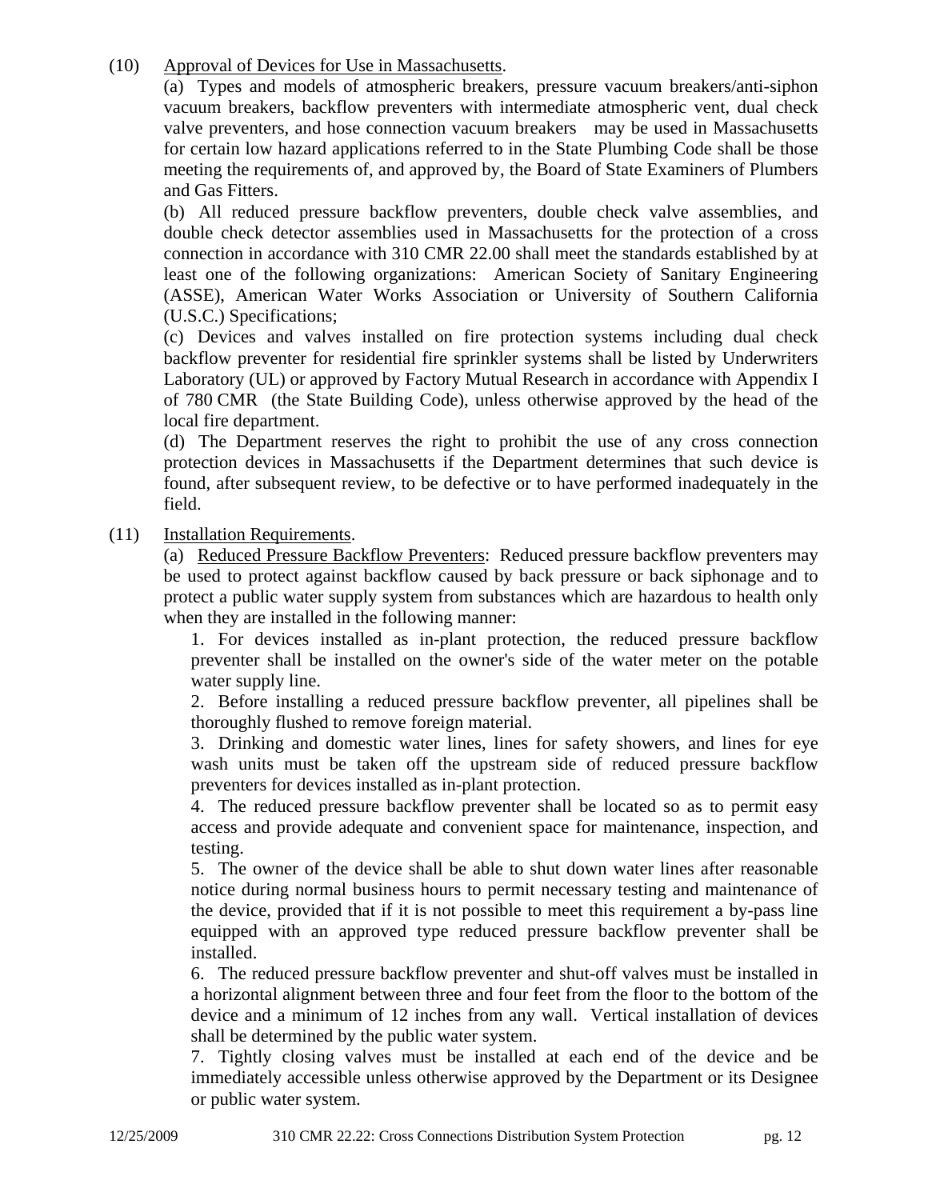(10) Approval of Devices for Use in Massachusetts.

(a) Types and models of atmospheric breakers, pressure vacuum breakers/anti-siphon vacuum breakers, backflow preventers with intermediate atmospheric vent, dual check valve preventers, and hose connection vacuum breakers may be used in Massachusetts for certain low hazard applications referred to in the State Plumbing Code shall be those meeting the requirements of, and approved by, the Board of State Examiners of Plumbers and Gas Fitters.

(b) All reduced pressure backflow preventers, double check valve assemblies, and double check detector assemblies used in Massachusetts for the protection of a cross connection in accordance with 310 CMR 22.00 shall meet the standards established by at least one of the following organizations: American Society of Sanitary Engineering (ASSE), American Water Works Association or University of Southern California (U.S.C.) Specifications;

(c) Devices and valves installed on fire protection systems including dual check backflow preventer for residential fire sprinkler systems shall be listed by Underwriters Laboratory (UL) or approved by Factory Mutual Research in accordance with Appendix I of 780 CMR (the State Building Code), unless otherwise approved by the head of the local fire department.

(d) The Department reserves the right to prohibit the use of any cross connection protection devices in Massachusetts if the Department determines that such device is found, after subsequent review, to be defective or to have performed inadequately in the field.

(11) Installation Requirements.

(a) Reduced Pressure Backflow Preventers: Reduced pressure backflow preventers may be used to protect against backflow caused by back pressure or back siphonage and to protect a public water supply system from substances which are hazardous to health only when they are installed in the following manner:

1. For devices installed as in-plant protection, the reduced pressure backflow preventer shall be installed on the owner's side of the water meter on the potable water supply line.

2. Before installing a reduced pressure backflow preventer, all pipelines shall be thoroughly flushed to remove foreign material.

3. Drinking and domestic water lines, lines for safety showers, and lines for eye wash units must be taken off the upstream side of reduced pressure backflow preventers for devices installed as in-plant protection.

4. The reduced pressure backflow preventer shall be located so as to permit easy access and provide adequate and convenient space for maintenance, inspection, and testing.

5. The owner of the device shall be able to shut down water lines after reasonable notice during normal business hours to permit necessary testing and maintenance of the device, provided that if it is not possible to meet this requirement a by-pass line equipped with an approved type reduced pressure backflow preventer shall be installed.

6. The reduced pressure backflow preventer and shut-off valves must be installed in a horizontal alignment between three and four feet from the floor to the bottom of the device and a minimum of 12 inches from any wall. Vertical installation of devices shall be determined by the public water system.

7. Tightly closing valves must be installed at each end of the device and be immediately accessible unless otherwise approved by the Department or its Designee or public water system.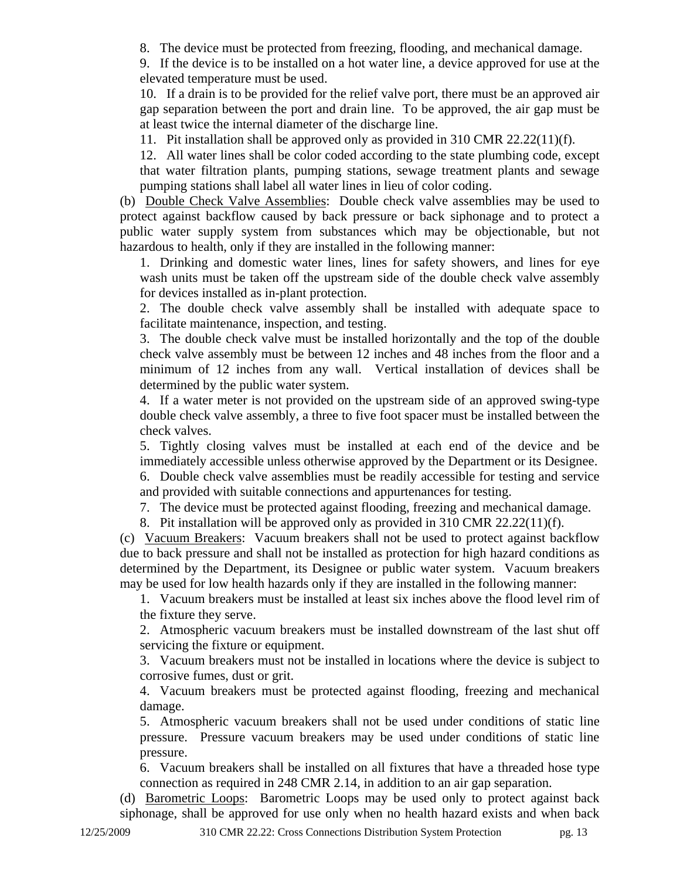8. The device must be protected from freezing, flooding, and mechanical damage.

9. If the device is to be installed on a hot water line, a device approved for use at the elevated temperature must be used.

10. If a drain is to be provided for the relief valve port, there must be an approved air gap separation between the port and drain line. To be approved, the air gap must be at least twice the internal diameter of the discharge line.

11. Pit installation shall be approved only as provided in 310 CMR 22.22(11)(f).

12. All water lines shall be color coded according to the state plumbing code, except that water filtration plants, pumping stations, sewage treatment plants and sewage pumping stations shall label all water lines in lieu of color coding.

(b) <u>Double Check Valve Assemblies</u>: Double check valve assemblies may be used to protect against backflow caused by back pressure or back siphonage and to protect a public water supply system from substances which may be objectionable, but not hazardous to health, only if they are installed in the following manner:

1. Drinking and domestic water lines, lines for safety showers, and lines for eye wash units must be taken off the upstream side of the double check valve assembly for devices installed as in-plant protection.

2. The double check valve assembly shall be installed with adequate space to facilitate maintenance, inspection, and testing.

3. The double check valve must be installed horizontally and the top of the double check valve assembly must be between 12 inches and 48 inches from the floor and a minimum of 12 inches from any wall. Vertical installation of devices shall be determined by the public water system.

4. If a water meter is not provided on the upstream side of an approved swing-type double check valve assembly, a three to five foot spacer must be installed between the check valves.

5. Tightly closing valves must be installed at each end of the device and be immediately accessible unless otherwise approved by the Department or its Designee.

6. Double check valve assemblies must be readily accessible for testing and service and provided with suitable connections and appurtenances for testing.

7. The device must be protected against flooding, freezing and mechanical damage.

8. Pit installation will be approved only as provided in 310 CMR 22.22(11)(f).

(c) <u>Vacuum Breakers</u>: Vacuum breakers shall not be used to protect against backflow due to back pressure and shall not be installed as protection for high hazard conditions as determined by the Department, its Designee or public water system. Vacuum breakers may be used for low health hazards only if they are installed in the following manner:

1. Vacuum breakers must be installed at least six inches above the flood level rim of the fixture they serve.

2. Atmospheric vacuum breakers must be installed downstream of the last shut off servicing the fixture or equipment.

3. Vacuum breakers must not be installed in locations where the device is subject to corrosive fumes, dust or grit.

4. Vacuum breakers must be protected against flooding, freezing and mechanical damage.

5. Atmospheric vacuum breakers shall not be used under conditions of static line pressure. Pressure vacuum breakers may be used under conditions of static line pressure.

6. Vacuum breakers shall be installed on all fixtures that have a threaded hose type connection as required in 248 CMR 2.14, in addition to an air gap separation.

(d) <u>Barometric Loops</u>: Barometric Loops may be used only to protect against back siphonage, shall be approved for use only when no health hazard exists and when back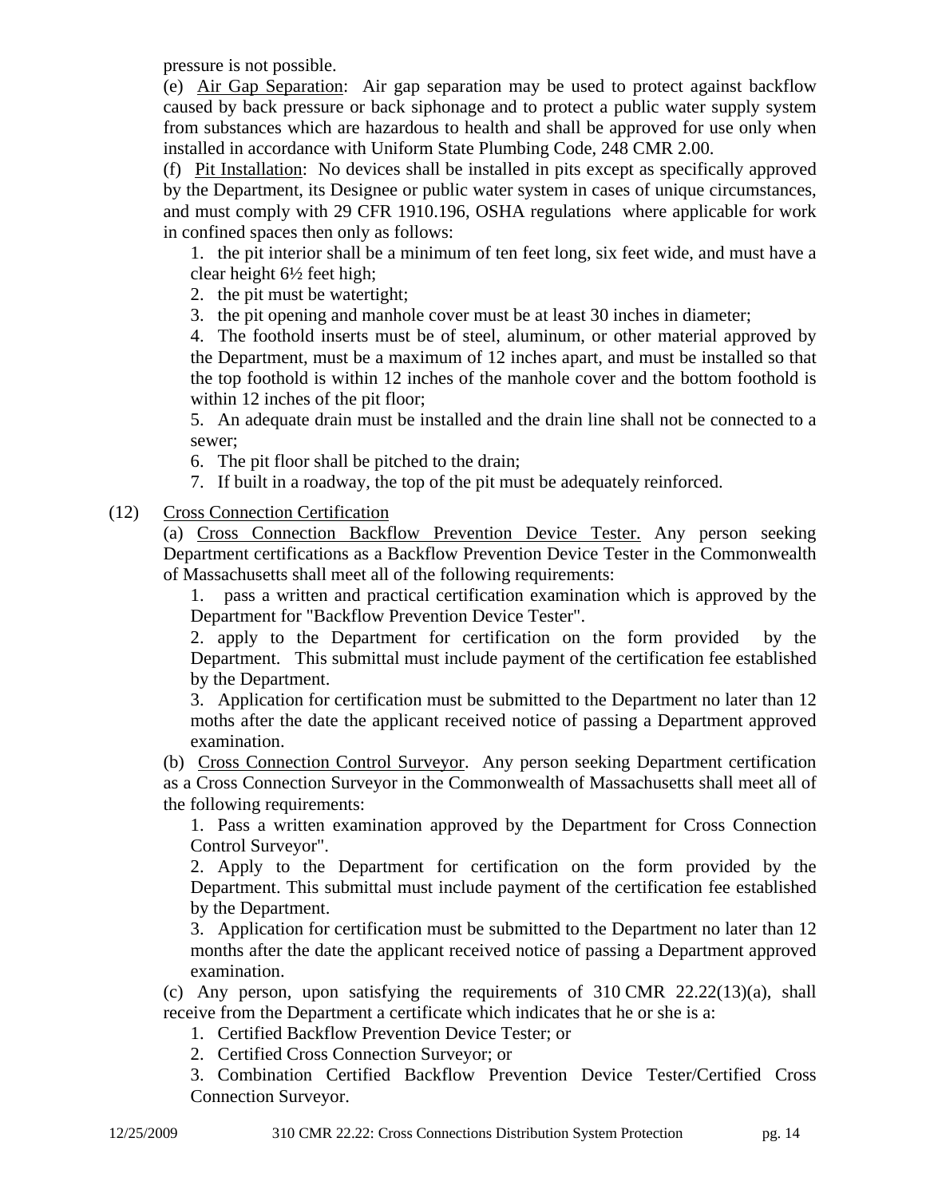pressure is not possible.

(e) Air Gap Separation: Air gap separation may be used to protect against backflow caused by back pressure or back siphonage and to protect a public water supply system from substances which are hazardous to health and shall be approved for use only when installed in accordance with Uniform State Plumbing Code, 248 CMR 2.00.

(f) Pit Installation: No devices shall be installed in pits except as specifically approved by the Department, its Designee or public water system in cases of unique circumstances, and must comply with 29 CFR 1910.196, OSHA regulations where applicable for work in confined spaces then only as follows:

1. the pit interior shall be a minimum of ten feet long, six feet wide, and must have a clear height 6½ feet high;
2. the pit must be watertight;
3. the pit opening and manhole cover must be at least 30 inches in diameter;
4. The foothold inserts must be of steel, aluminum, or other material approved by the Department, must be a maximum of 12 inches apart, and must be installed so that the top foothold is within 12 inches of the manhole cover and the bottom foothold is within 12 inches of the pit floor;
5. An adequate drain must be installed and the drain line shall not be connected to a sewer;
6. The pit floor shall be pitched to the drain;
7. If built in a roadway, the top of the pit must be adequately reinforced.

(12) Cross Connection Certification

(a) Cross Connection Backflow Prevention Device Tester. Any person seeking Department certifications as a Backflow Prevention Device Tester in the Commonwealth of Massachusetts shall meet all of the following requirements:

1. pass a written and practical certification examination which is approved by the Department for "Backflow Prevention Device Tester".
2. apply to the Department for certification on the form provided by the Department. This submittal must include payment of the certification fee established by the Department.
3. Application for certification must be submitted to the Department no later than 12 moths after the date the applicant received notice of passing a Department approved examination.

(b) Cross Connection Control Surveyor. Any person seeking Department certification as a Cross Connection Surveyor in the Commonwealth of Massachusetts shall meet all of the following requirements:

1. Pass a written examination approved by the Department for Cross Connection Control Surveyor".
2. Apply to the Department for certification on the form provided by the Department. This submittal must include payment of the certification fee established by the Department.
3. Application for certification must be submitted to the Department no later than 12 months after the date the applicant received notice of passing a Department approved examination.

(c) Any person, upon satisfying the requirements of 310 CMR 22.22(13)(a), shall receive from the Department a certificate which indicates that he or she is a:

1. Certified Backflow Prevention Device Tester; or
2. Certified Cross Connection Surveyor; or
3. Combination Certified Backflow Prevention Device Tester/Certified Cross Connection Surveyor.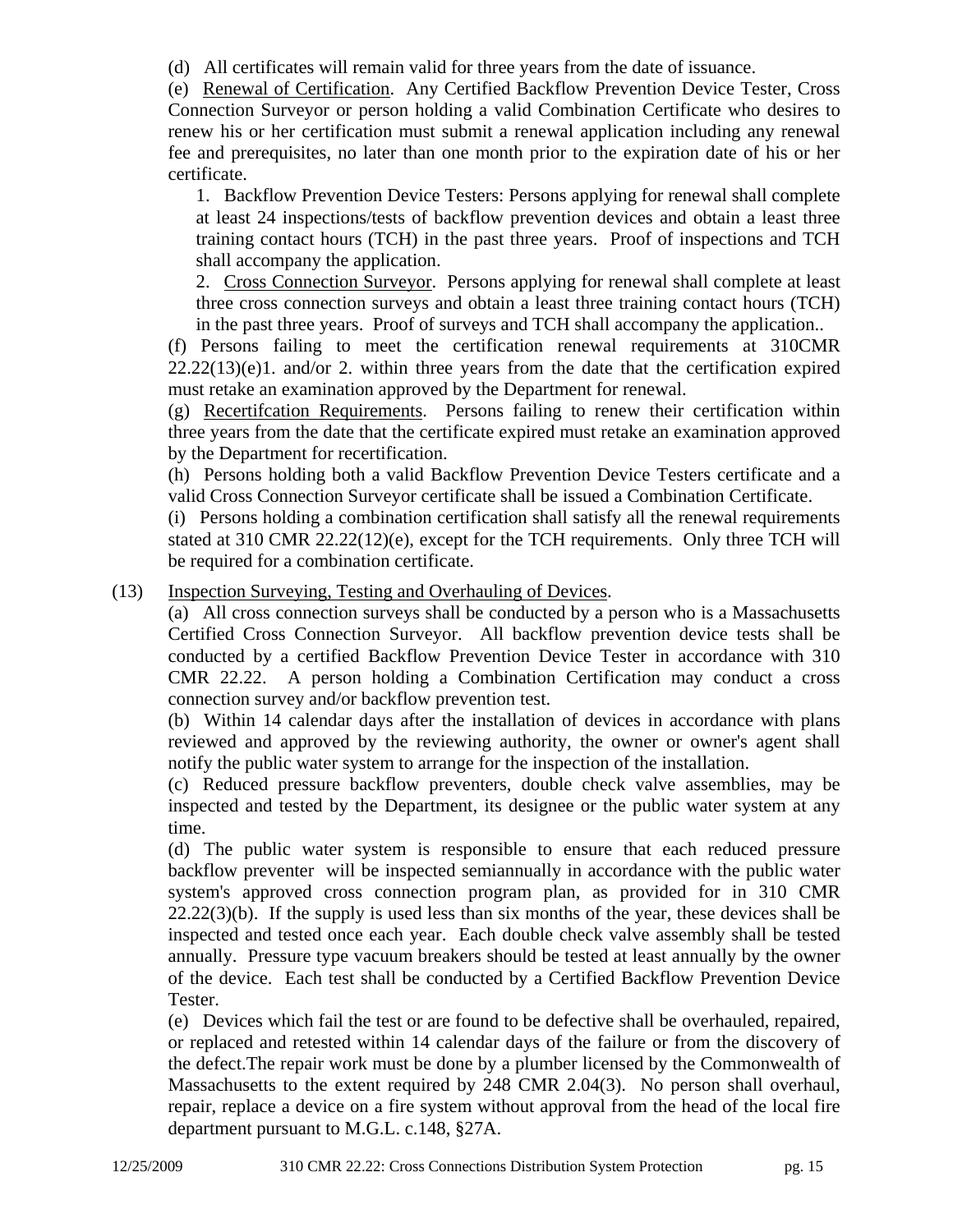(d) All certificates will remain valid for three years from the date of issuance.

(e) Renewal of Certification. Any Certified Backflow Prevention Device Tester, Cross Connection Surveyor or person holding a valid Combination Certificate who desires to renew his or her certification must submit a renewal application including any renewal fee and prerequisites, no later than one month prior to the expiration date of his or her certificate.

1. Backflow Prevention Device Testers: Persons applying for renewal shall complete at least 24 inspections/tests of backflow prevention devices and obtain a least three training contact hours (TCH) in the past three years. Proof of inspections and TCH shall accompany the application.

2. Cross Connection Surveyor. Persons applying for renewal shall complete at least three cross connection surveys and obtain a least three training contact hours (TCH) in the past three years. Proof of surveys and TCH shall accompany the application..

(f) Persons failing to meet the certification renewal requirements at 310CMR 22.22(13)(e)1. and/or 2. within three years from the date that the certification expired must retake an examination approved by the Department for renewal.

(g) Recertifcation Requirements. Persons failing to renew their certification within three years from the date that the certificate expired must retake an examination approved by the Department for recertification.

(h) Persons holding both a valid Backflow Prevention Device Testers certificate and a valid Cross Connection Surveyor certificate shall be issued a Combination Certificate.

(i) Persons holding a combination certification shall satisfy all the renewal requirements stated at 310 CMR 22.22(12)(e), except for the TCH requirements. Only three TCH will be required for a combination certificate.

(13) Inspection Surveying, Testing and Overhauling of Devices.

(a) All cross connection surveys shall be conducted by a person who is a Massachusetts Certified Cross Connection Surveyor. All backflow prevention device tests shall be conducted by a certified Backflow Prevention Device Tester in accordance with 310 CMR 22.22. A person holding a Combination Certification may conduct a cross connection survey and/or backflow prevention test.

(b) Within 14 calendar days after the installation of devices in accordance with plans reviewed and approved by the reviewing authority, the owner or owner's agent shall notify the public water system to arrange for the inspection of the installation.

(c) Reduced pressure backflow preventers, double check valve assemblies, may be inspected and tested by the Department, its designee or the public water system at any time.

(d) The public water system is responsible to ensure that each reduced pressure backflow preventer will be inspected semiannually in accordance with the public water system's approved cross connection program plan, as provided for in 310 CMR 22.22(3)(b). If the supply is used less than six months of the year, these devices shall be inspected and tested once each year. Each double check valve assembly shall be tested annually. Pressure type vacuum breakers should be tested at least annually by the owner of the device. Each test shall be conducted by a Certified Backflow Prevention Device Tester.

(e) Devices which fail the test or are found to be defective shall be overhauled, repaired, or replaced and retested within 14 calendar days of the failure or from the discovery of the defect.The repair work must be done by a plumber licensed by the Commonwealth of Massachusetts to the extent required by 248 CMR 2.04(3). No person shall overhaul, repair, replace a device on a fire system without approval from the head of the local fire department pursuant to M.G.L. c.148, §27A.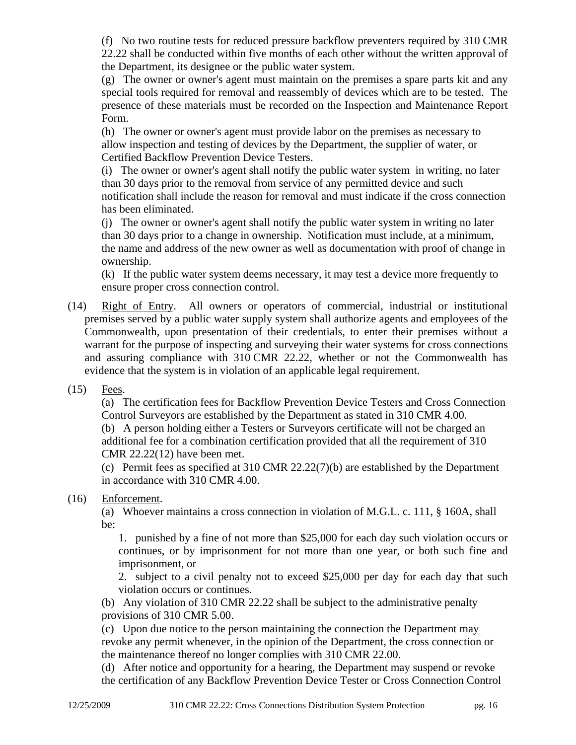(f) No two routine tests for reduced pressure backflow preventers required by 310 CMR 22.22 shall be conducted within five months of each other without the written approval of the Department, its designee or the public water system.

(g) The owner or owner's agent must maintain on the premises a spare parts kit and any special tools required for removal and reassembly of devices which are to be tested. The presence of these materials must be recorded on the Inspection and Maintenance Report Form.

(h) The owner or owner's agent must provide labor on the premises as necessary to allow inspection and testing of devices by the Department, the supplier of water, or Certified Backflow Prevention Device Testers.

(i) The owner or owner's agent shall notify the public water system in writing, no later than 30 days prior to the removal from service of any permitted device and such notification shall include the reason for removal and must indicate if the cross connection has been eliminated.

(j) The owner or owner's agent shall notify the public water system in writing no later than 30 days prior to a change in ownership. Notification must include, at a minimum, the name and address of the new owner as well as documentation with proof of change in ownership.

(k) If the public water system deems necessary, it may test a device more frequently to ensure proper cross connection control.

(14) Right of Entry. All owners or operators of commercial, industrial or institutional premises served by a public water supply system shall authorize agents and employees of the Commonwealth, upon presentation of their credentials, to enter their premises without a warrant for the purpose of inspecting and surveying their water systems for cross connections and assuring compliance with 310 CMR 22.22, whether or not the Commonwealth has evidence that the system is in violation of an applicable legal requirement.

(15) Fees.

(a) The certification fees for Backflow Prevention Device Testers and Cross Connection Control Surveyors are established by the Department as stated in 310 CMR 4.00.

(b) A person holding either a Testers or Surveyors certificate will not be charged an additional fee for a combination certification provided that all the requirement of 310 CMR 22.22(12) have been met.

(c) Permit fees as specified at 310 CMR 22.22(7)(b) are established by the Department in accordance with 310 CMR 4.00.

(16) Enforcement.

(a) Whoever maintains a cross connection in violation of M.G.L. c. 111, § 160A, shall be:

1. punished by a fine of not more than $25,000 for each day such violation occurs or continues, or by imprisonment for not more than one year, or both such fine and imprisonment, or

2. subject to a civil penalty not to exceed $25,000 per day for each day that such violation occurs or continues.

(b) Any violation of 310 CMR 22.22 shall be subject to the administrative penalty provisions of 310 CMR 5.00.

(c) Upon due notice to the person maintaining the connection the Department may revoke any permit whenever, in the opinion of the Department, the cross connection or the maintenance thereof no longer complies with 310 CMR 22.00.

(d) After notice and opportunity for a hearing, the Department may suspend or revoke the certification of any Backflow Prevention Device Tester or Cross Connection Control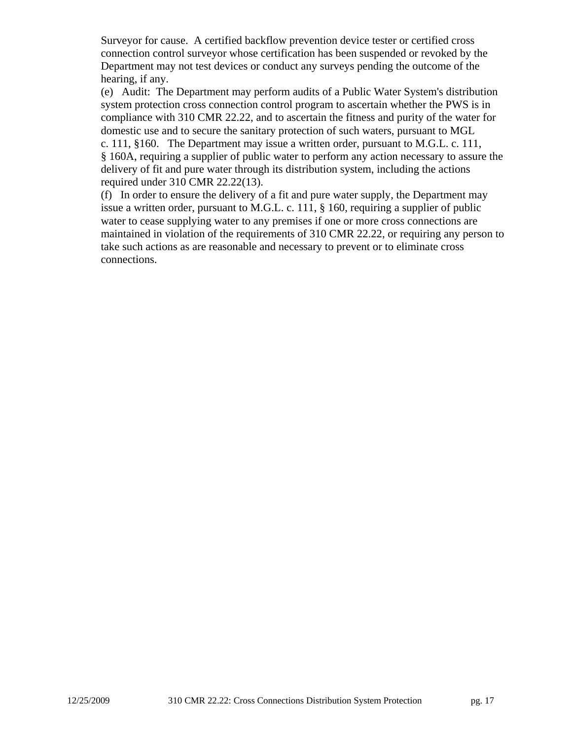Surveyor for cause. A certified backflow prevention device tester or certified cross connection control surveyor whose certification has been suspended or revoked by the Department may not test devices or conduct any surveys pending the outcome of the hearing, if any.

(e) Audit: The Department may perform audits of a Public Water System's distribution system protection cross connection control program to ascertain whether the PWS is in compliance with 310 CMR 22.22, and to ascertain the fitness and purity of the water for domestic use and to secure the sanitary protection of such waters, pursuant to MGL c. 111, §160. The Department may issue a written order, pursuant to M.G.L. c. 111, § 160A, requiring a supplier of public water to perform any action necessary to assure the delivery of fit and pure water through its distribution system, including the actions required under 310 CMR 22.22(13).

(f) In order to ensure the delivery of a fit and pure water supply, the Department may issue a written order, pursuant to M.G.L. c. 111, § 160, requiring a supplier of public water to cease supplying water to any premises if one or more cross connections are maintained in violation of the requirements of 310 CMR 22.22, or requiring any person to take such actions as are reasonable and necessary to prevent or to eliminate cross connections.